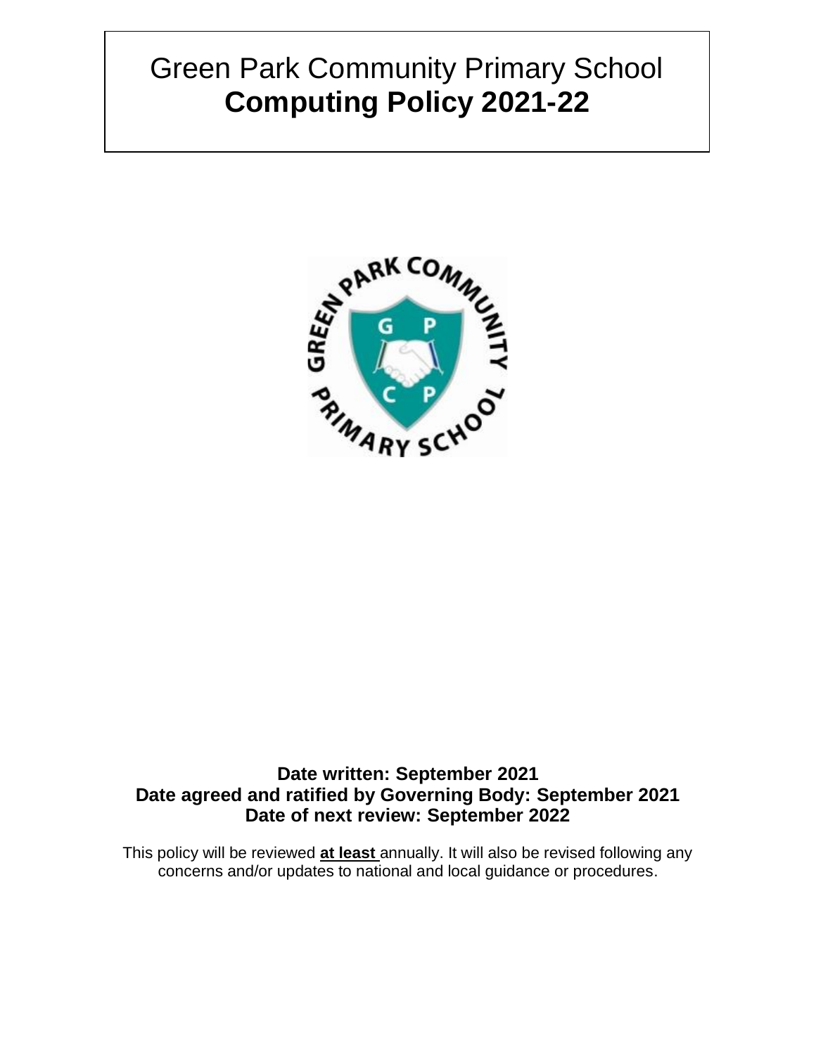# Green Park Community Primary School
# **Computing Policy 2021-22**

**Date written: September 2021**
**Date agreed and ratified by Governing Body: September 2021**
**Date of next review: September 2022**

This policy will be reviewed **at least** annually. It will also be revised following any concerns and/or updates to national and local guidance or procedures.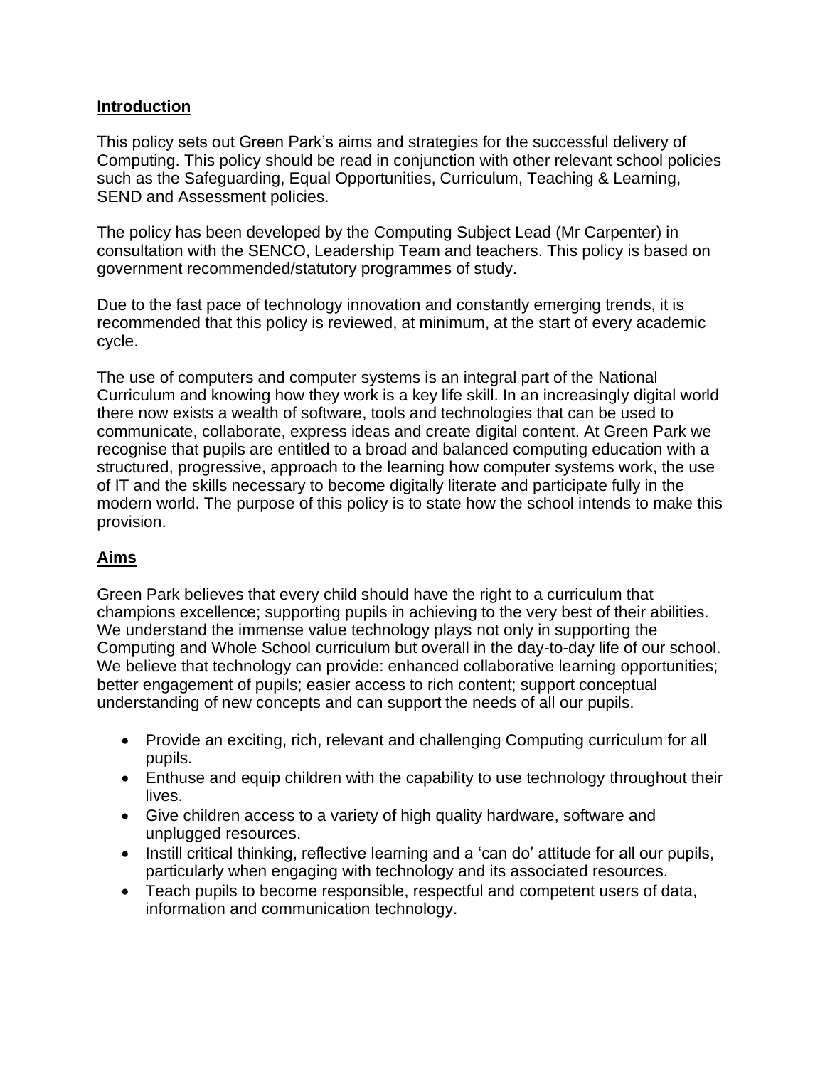## Introduction

This policy sets out Green Park's aims and strategies for the successful delivery of Computing. This policy should be read in conjunction with other relevant school policies such as the Safeguarding, Equal Opportunities, Curriculum, Teaching & Learning, SEND and Assessment policies.

The policy has been developed by the Computing Subject Lead (Mr Carpenter) in consultation with the SENCO, Leadership Team and teachers. This policy is based on government recommended/statutory programmes of study.

Due to the fast pace of technology innovation and constantly emerging trends, it is recommended that this policy is reviewed, at minimum, at the start of every academic cycle.

The use of computers and computer systems is an integral part of the National Curriculum and knowing how they work is a key life skill. In an increasingly digital world there now exists a wealth of software, tools and technologies that can be used to communicate, collaborate, express ideas and create digital content. At Green Park we recognise that pupils are entitled to a broad and balanced computing education with a structured, progressive, approach to the learning how computer systems work, the use of IT and the skills necessary to become digitally literate and participate fully in the modern world. The purpose of this policy is to state how the school intends to make this provision.

## Aims

Green Park believes that every child should have the right to a curriculum that champions excellence; supporting pupils in achieving to the very best of their abilities. We understand the immense value technology plays not only in supporting the Computing and Whole School curriculum but overall in the day-to-day life of our school. We believe that technology can provide: enhanced collaborative learning opportunities; better engagement of pupils; easier access to rich content; support conceptual understanding of new concepts and can support the needs of all our pupils.

- Provide an exciting, rich, relevant and challenging Computing curriculum for all pupils.
- Enthuse and equip children with the capability to use technology throughout their lives.
- Give children access to a variety of high quality hardware, software and unplugged resources.
- Instill critical thinking, reflective learning and a 'can do' attitude for all our pupils, particularly when engaging with technology and its associated resources.
- Teach pupils to become responsible, respectful and competent users of data, information and communication technology.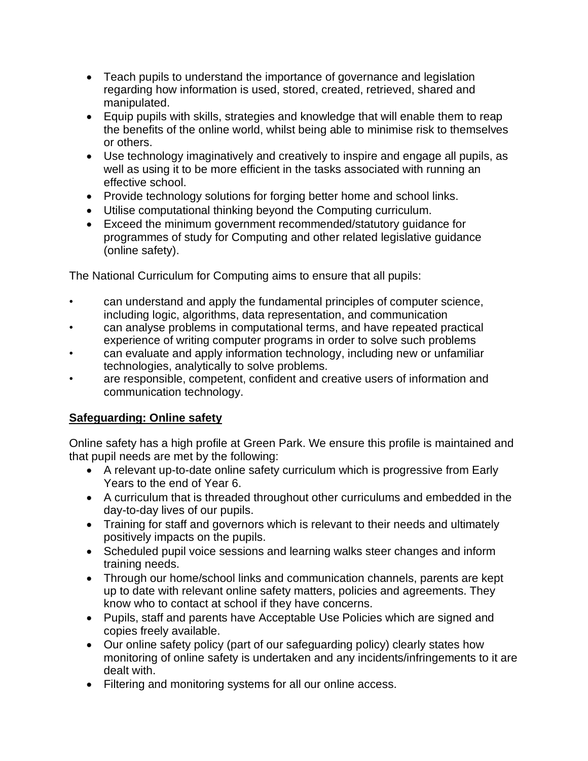- Teach pupils to understand the importance of governance and legislation regarding how information is used, stored, created, retrieved, shared and manipulated.
- Equip pupils with skills, strategies and knowledge that will enable them to reap the benefits of the online world, whilst being able to minimise risk to themselves or others.
- Use technology imaginatively and creatively to inspire and engage all pupils, as well as using it to be more efficient in the tasks associated with running an effective school.
- Provide technology solutions for forging better home and school links.
- Utilise computational thinking beyond the Computing curriculum.
- Exceed the minimum government recommended/statutory guidance for programmes of study for Computing and other related legislative guidance (online safety).

The National Curriculum for Computing aims to ensure that all pupils:

- can understand and apply the fundamental principles of computer science, including logic, algorithms, data representation, and communication
- can analyse problems in computational terms, and have repeated practical experience of writing computer programs in order to solve such problems
- can evaluate and apply information technology, including new or unfamiliar technologies, analytically to solve problems.
- are responsible, competent, confident and creative users of information and communication technology.

**Safeguarding: Online safety**

Online safety has a high profile at Green Park. We ensure this profile is maintained and that pupil needs are met by the following:

- A relevant up-to-date online safety curriculum which is progressive from Early Years to the end of Year 6.
- A curriculum that is threaded throughout other curriculums and embedded in the day-to-day lives of our pupils.
- Training for staff and governors which is relevant to their needs and ultimately positively impacts on the pupils.
- Scheduled pupil voice sessions and learning walks steer changes and inform training needs.
- Through our home/school links and communication channels, parents are kept up to date with relevant online safety matters, policies and agreements. They know who to contact at school if they have concerns.
- Pupils, staff and parents have Acceptable Use Policies which are signed and copies freely available.
- Our online safety policy (part of our safeguarding policy) clearly states how monitoring of online safety is undertaken and any incidents/infringements to it are dealt with.
- Filtering and monitoring systems for all our online access.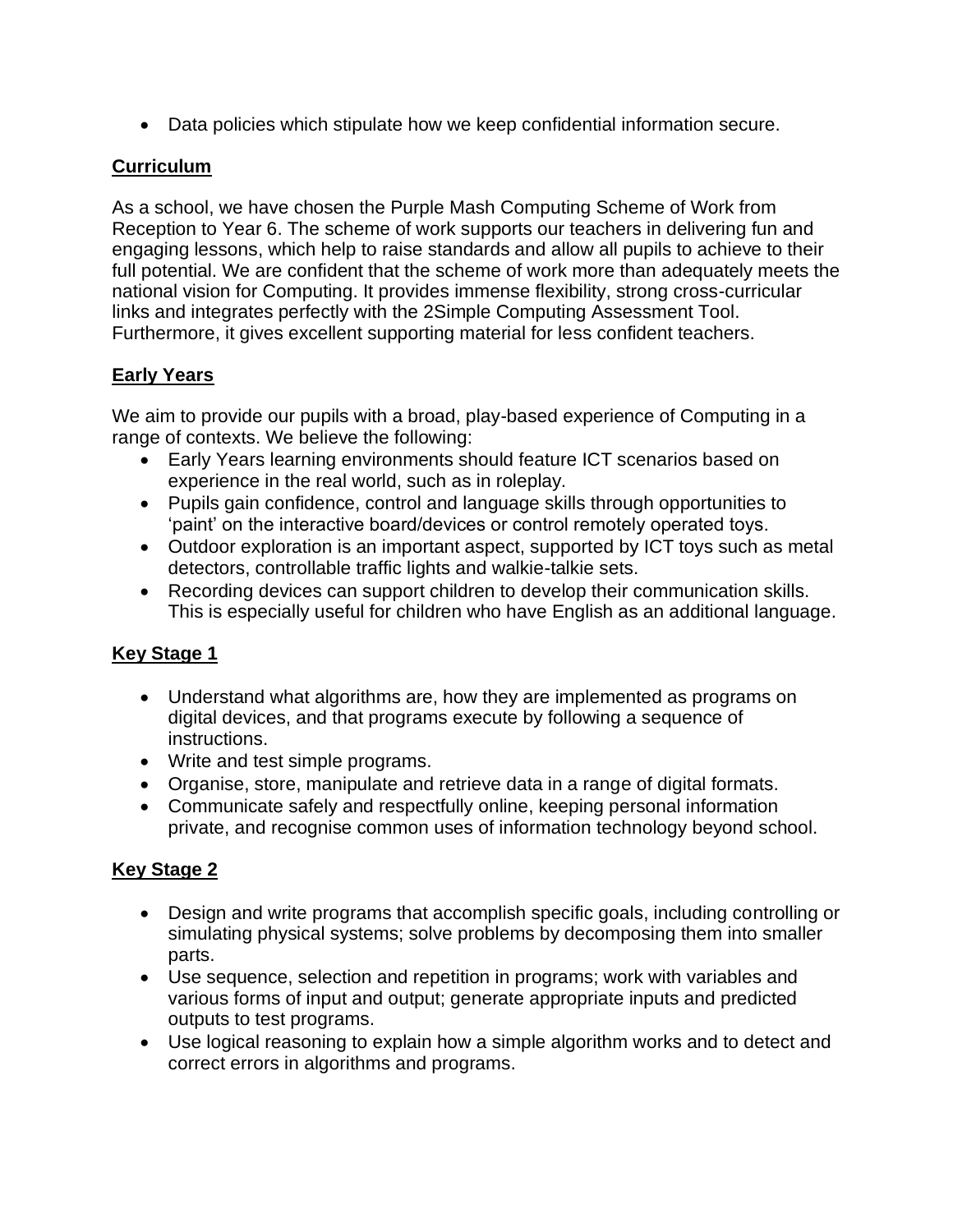- Data policies which stipulate how we keep confidential information secure.

## Curriculum

As a school, we have chosen the Purple Mash Computing Scheme of Work from Reception to Year 6. The scheme of work supports our teachers in delivering fun and engaging lessons, which help to raise standards and allow all pupils to achieve to their full potential. We are confident that the scheme of work more than adequately meets the national vision for Computing. It provides immense flexibility, strong cross-curricular links and integrates perfectly with the 2Simple Computing Assessment Tool. Furthermore, it gives excellent supporting material for less confident teachers.

## Early Years

We aim to provide our pupils with a broad, play-based experience of Computing in a range of contexts. We believe the following:

- Early Years learning environments should feature ICT scenarios based on experience in the real world, such as in roleplay.
- Pupils gain confidence, control and language skills through opportunities to 'paint' on the interactive board/devices or control remotely operated toys.
- Outdoor exploration is an important aspect, supported by ICT toys such as metal detectors, controllable traffic lights and walkie-talkie sets.
- Recording devices can support children to develop their communication skills. This is especially useful for children who have English as an additional language.

## Key Stage 1

- Understand what algorithms are, how they are implemented as programs on digital devices, and that programs execute by following a sequence of instructions.
- Write and test simple programs.
- Organise, store, manipulate and retrieve data in a range of digital formats.
- Communicate safely and respectfully online, keeping personal information private, and recognise common uses of information technology beyond school.

## Key Stage 2

- Design and write programs that accomplish specific goals, including controlling or simulating physical systems; solve problems by decomposing them into smaller parts.
- Use sequence, selection and repetition in programs; work with variables and various forms of input and output; generate appropriate inputs and predicted outputs to test programs.
- Use logical reasoning to explain how a simple algorithm works and to detect and correct errors in algorithms and programs.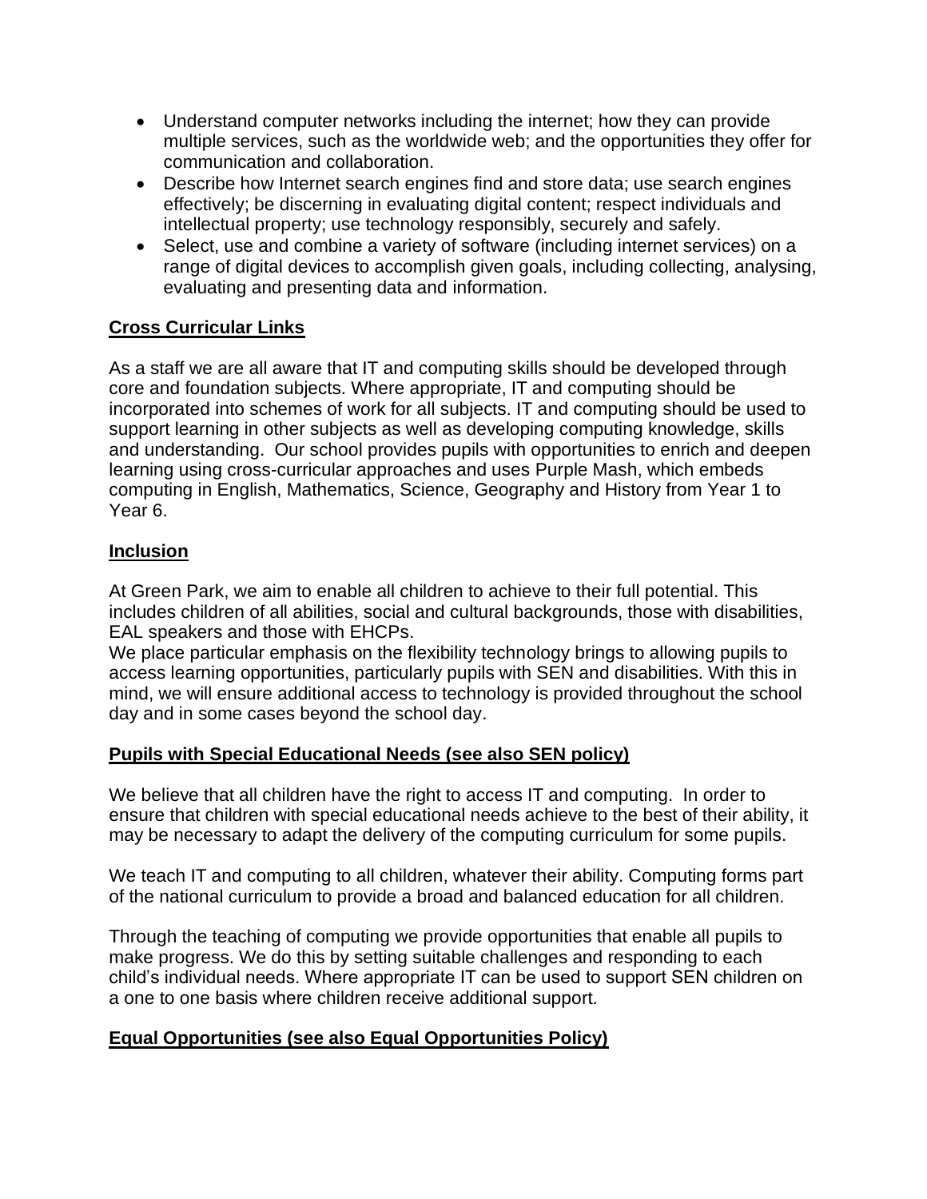- Understand computer networks including the internet; how they can provide multiple services, such as the worldwide web; and the opportunities they offer for communication and collaboration.
- Describe how Internet search engines find and store data; use search engines effectively; be discerning in evaluating digital content; respect individuals and intellectual property; use technology responsibly, securely and safely.
- Select, use and combine a variety of software (including internet services) on a range of digital devices to accomplish given goals, including collecting, analysing, evaluating and presenting data and information.

## Cross Curricular Links

As a staff we are all aware that IT and computing skills should be developed through core and foundation subjects. Where appropriate, IT and computing should be incorporated into schemes of work for all subjects. IT and computing should be used to support learning in other subjects as well as developing computing knowledge, skills and understanding. Our school provides pupils with opportunities to enrich and deepen learning using cross-curricular approaches and uses Purple Mash, which embeds computing in English, Mathematics, Science, Geography and History from Year 1 to Year 6.

## Inclusion

At Green Park, we aim to enable all children to achieve to their full potential. This includes children of all abilities, social and cultural backgrounds, those with disabilities, EAL speakers and those with EHCPs.
We place particular emphasis on the flexibility technology brings to allowing pupils to access learning opportunities, particularly pupils with SEN and disabilities. With this in mind, we will ensure additional access to technology is provided throughout the school day and in some cases beyond the school day.

## Pupils with Special Educational Needs (see also SEN policy)

We believe that all children have the right to access IT and computing. In order to ensure that children with special educational needs achieve to the best of their ability, it may be necessary to adapt the delivery of the computing curriculum for some pupils.

We teach IT and computing to all children, whatever their ability. Computing forms part of the national curriculum to provide a broad and balanced education for all children.

Through the teaching of computing we provide opportunities that enable all pupils to make progress. We do this by setting suitable challenges and responding to each child's individual needs. Where appropriate IT can be used to support SEN children on a one to one basis where children receive additional support.

## Equal Opportunities (see also Equal Opportunities Policy)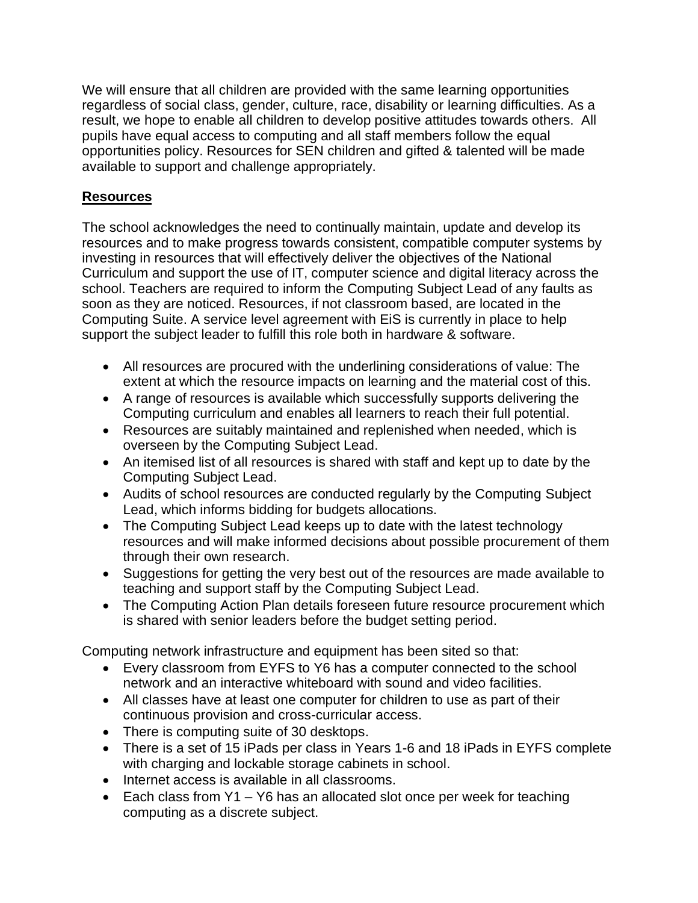We will ensure that all children are provided with the same learning opportunities regardless of social class, gender, culture, race, disability or learning difficulties. As a result, we hope to enable all children to develop positive attitudes towards others. All pupils have equal access to computing and all staff members follow the equal opportunities policy. Resources for SEN children and gifted & talented will be made available to support and challenge appropriately.

## Resources

The school acknowledges the need to continually maintain, update and develop its resources and to make progress towards consistent, compatible computer systems by investing in resources that will effectively deliver the objectives of the National Curriculum and support the use of IT, computer science and digital literacy across the school. Teachers are required to inform the Computing Subject Lead of any faults as soon as they are noticed. Resources, if not classroom based, are located in the Computing Suite. A service level agreement with EiS is currently in place to help support the subject leader to fulfill this role both in hardware & software.

- All resources are procured with the underlining considerations of value: The extent at which the resource impacts on learning and the material cost of this.
- A range of resources is available which successfully supports delivering the Computing curriculum and enables all learners to reach their full potential.
- Resources are suitably maintained and replenished when needed, which is overseen by the Computing Subject Lead.
- An itemised list of all resources is shared with staff and kept up to date by the Computing Subject Lead.
- Audits of school resources are conducted regularly by the Computing Subject Lead, which informs bidding for budgets allocations.
- The Computing Subject Lead keeps up to date with the latest technology resources and will make informed decisions about possible procurement of them through their own research.
- Suggestions for getting the very best out of the resources are made available to teaching and support staff by the Computing Subject Lead.
- The Computing Action Plan details foreseen future resource procurement which is shared with senior leaders before the budget setting period.

Computing network infrastructure and equipment has been sited so that:

- Every classroom from EYFS to Y6 has a computer connected to the school network and an interactive whiteboard with sound and video facilities.
- All classes have at least one computer for children to use as part of their continuous provision and cross-curricular access.
- There is computing suite of 30 desktops.
- There is a set of 15 iPads per class in Years 1-6 and 18 iPads in EYFS complete with charging and lockable storage cabinets in school.
- Internet access is available in all classrooms.
- Each class from Y1 – Y6 has an allocated slot once per week for teaching computing as a discrete subject.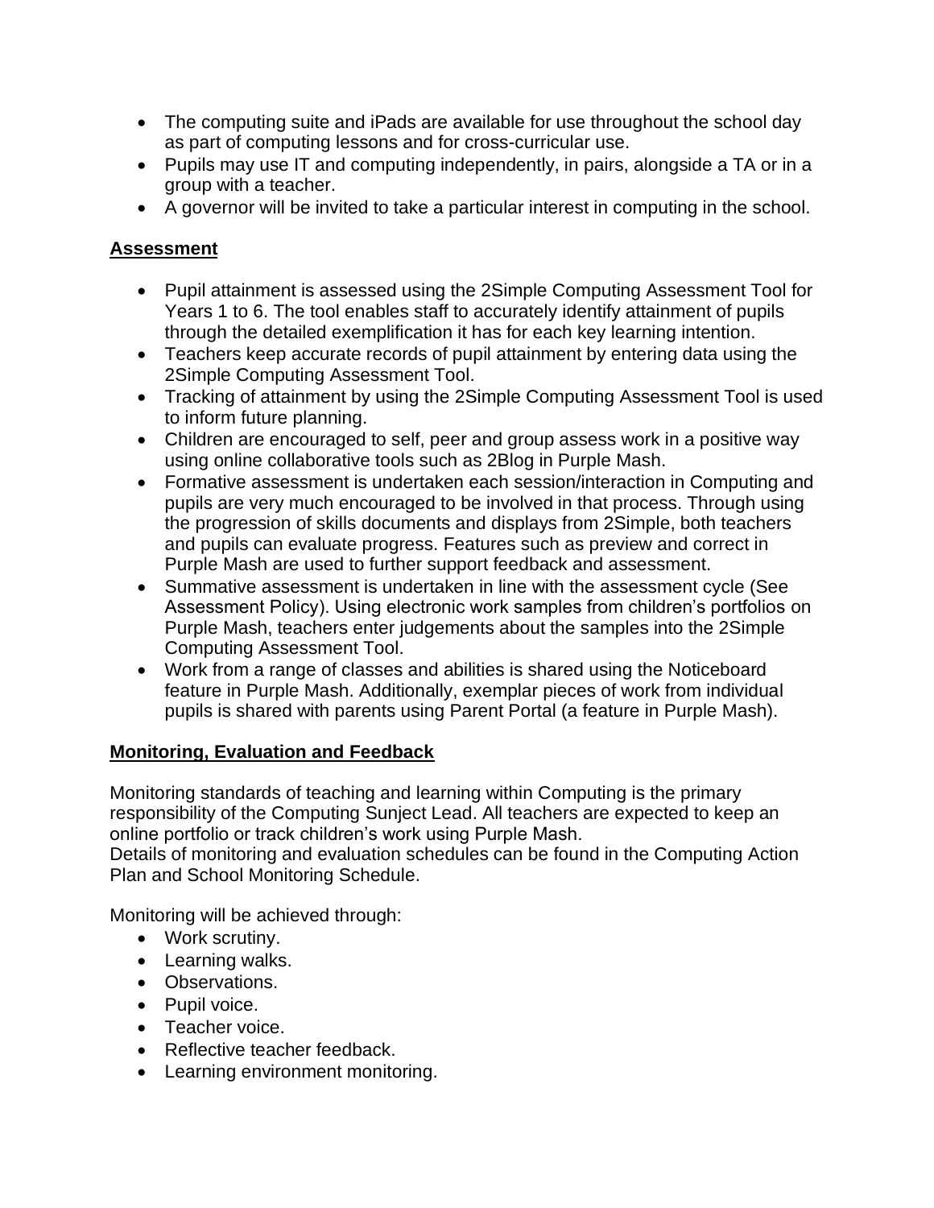- The computing suite and iPads are available for use throughout the school day as part of computing lessons and for cross-curricular use.
- Pupils may use IT and computing independently, in pairs, alongside a TA or in a group with a teacher.
- A governor will be invited to take a particular interest in computing in the school.

## Assessment

- Pupil attainment is assessed using the 2Simple Computing Assessment Tool for Years 1 to 6. The tool enables staff to accurately identify attainment of pupils through the detailed exemplification it has for each key learning intention.
- Teachers keep accurate records of pupil attainment by entering data using the 2Simple Computing Assessment Tool.
- Tracking of attainment by using the 2Simple Computing Assessment Tool is used to inform future planning.
- Children are encouraged to self, peer and group assess work in a positive way using online collaborative tools such as 2Blog in Purple Mash.
- Formative assessment is undertaken each session/interaction in Computing and pupils are very much encouraged to be involved in that process. Through using the progression of skills documents and displays from 2Simple, both teachers and pupils can evaluate progress. Features such as preview and correct in Purple Mash are used to further support feedback and assessment.
- Summative assessment is undertaken in line with the assessment cycle (See Assessment Policy). Using electronic work samples from children's portfolios on Purple Mash, teachers enter judgements about the samples into the 2Simple Computing Assessment Tool.
- Work from a range of classes and abilities is shared using the Noticeboard feature in Purple Mash. Additionally, exemplar pieces of work from individual pupils is shared with parents using Parent Portal (a feature in Purple Mash).

## Monitoring, Evaluation and Feedback

Monitoring standards of teaching and learning within Computing is the primary responsibility of the Computing Sunject Lead. All teachers are expected to keep an online portfolio or track children's work using Purple Mash.
Details of monitoring and evaluation schedules can be found in the Computing Action Plan and School Monitoring Schedule.

Monitoring will be achieved through:

- Work scrutiny.
- Learning walks.
- Observations.
- Pupil voice.
- Teacher voice.
- Reflective teacher feedback.
- Learning environment monitoring.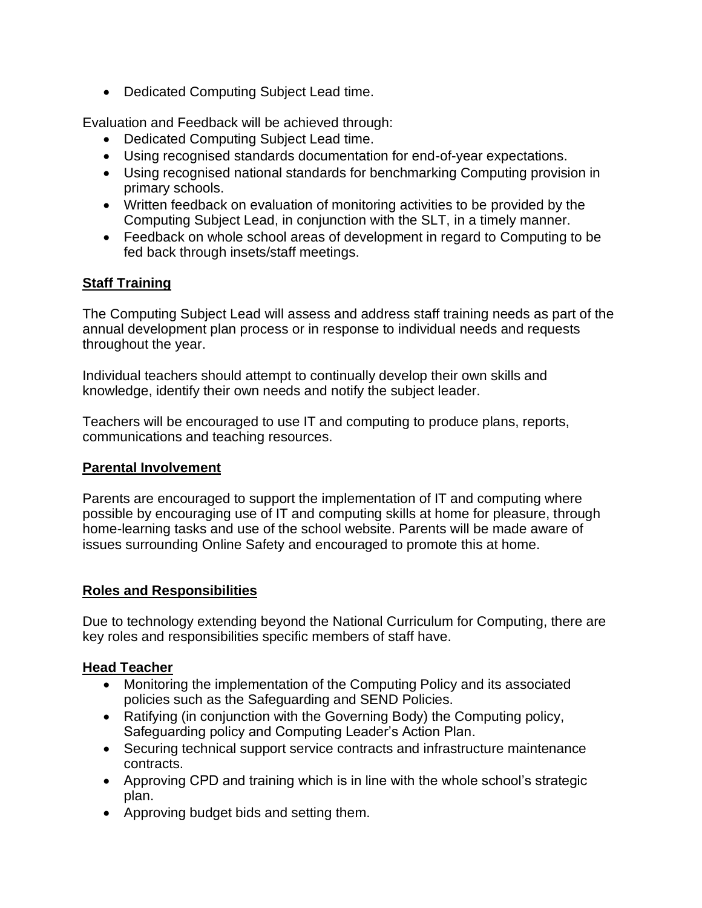- Dedicated Computing Subject Lead time.

Evaluation and Feedback will be achieved through:

- Dedicated Computing Subject Lead time.
- Using recognised standards documentation for end-of-year expectations.
- Using recognised national standards for benchmarking Computing provision in primary schools.
- Written feedback on evaluation of monitoring activities to be provided by the Computing Subject Lead, in conjunction with the SLT, in a timely manner.
- Feedback on whole school areas of development in regard to Computing to be fed back through insets/staff meetings.

## Staff Training

The Computing Subject Lead will assess and address staff training needs as part of the annual development plan process or in response to individual needs and requests throughout the year.

Individual teachers should attempt to continually develop their own skills and knowledge, identify their own needs and notify the subject leader.

Teachers will be encouraged to use IT and computing to produce plans, reports, communications and teaching resources.

## Parental Involvement

Parents are encouraged to support the implementation of IT and computing where possible by encouraging use of IT and computing skills at home for pleasure, through home-learning tasks and use of the school website. Parents will be made aware of issues surrounding Online Safety and encouraged to promote this at home.

## Roles and Responsibilities

Due to technology extending beyond the National Curriculum for Computing, there are key roles and responsibilities specific members of staff have.

### Head Teacher

- Monitoring the implementation of the Computing Policy and its associated policies such as the Safeguarding and SEND Policies.
- Ratifying (in conjunction with the Governing Body) the Computing policy, Safeguarding policy and Computing Leader's Action Plan.
- Securing technical support service contracts and infrastructure maintenance contracts.
- Approving CPD and training which is in line with the whole school's strategic plan.
- Approving budget bids and setting them.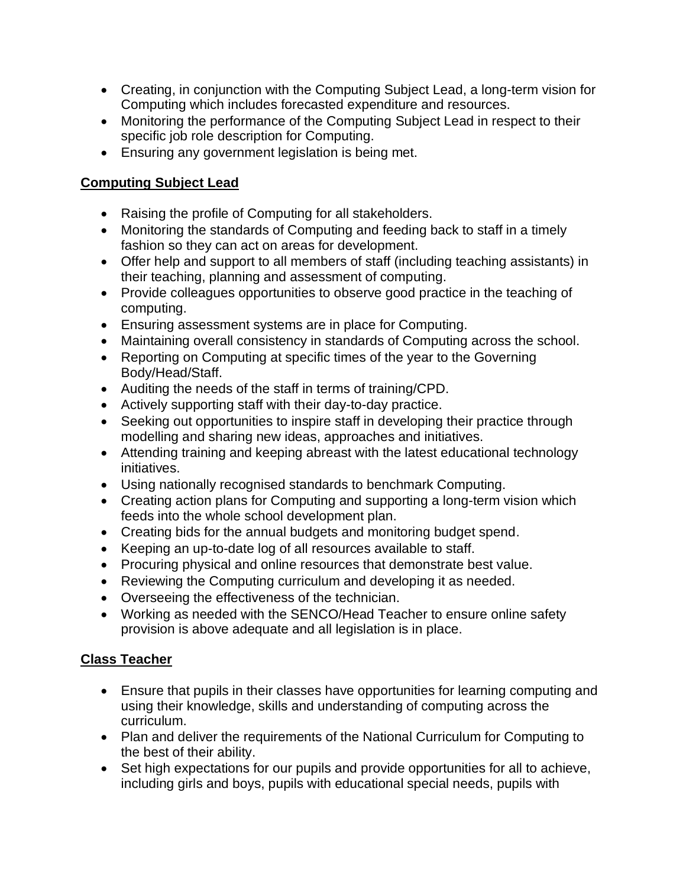- Creating, in conjunction with the Computing Subject Lead, a long-term vision for Computing which includes forecasted expenditure and resources.
- Monitoring the performance of the Computing Subject Lead in respect to their specific job role description for Computing.
- Ensuring any government legislation is being met.

**Computing Subject Lead**

- Raising the profile of Computing for all stakeholders.
- Monitoring the standards of Computing and feeding back to staff in a timely fashion so they can act on areas for development.
- Offer help and support to all members of staff (including teaching assistants) in their teaching, planning and assessment of computing.
- Provide colleagues opportunities to observe good practice in the teaching of computing.
- Ensuring assessment systems are in place for Computing.
- Maintaining overall consistency in standards of Computing across the school.
- Reporting on Computing at specific times of the year to the Governing Body/Head/Staff.
- Auditing the needs of the staff in terms of training/CPD.
- Actively supporting staff with their day-to-day practice.
- Seeking out opportunities to inspire staff in developing their practice through modelling and sharing new ideas, approaches and initiatives.
- Attending training and keeping abreast with the latest educational technology initiatives.
- Using nationally recognised standards to benchmark Computing.
- Creating action plans for Computing and supporting a long-term vision which feeds into the whole school development plan.
- Creating bids for the annual budgets and monitoring budget spend.
- Keeping an up-to-date log of all resources available to staff.
- Procuring physical and online resources that demonstrate best value.
- Reviewing the Computing curriculum and developing it as needed.
- Overseeing the effectiveness of the technician.
- Working as needed with the SENCO/Head Teacher to ensure online safety provision is above adequate and all legislation is in place.

**Class Teacher**

- Ensure that pupils in their classes have opportunities for learning computing and using their knowledge, skills and understanding of computing across the curriculum.
- Plan and deliver the requirements of the National Curriculum for Computing to the best of their ability.
- Set high expectations for our pupils and provide opportunities for all to achieve, including girls and boys, pupils with educational special needs, pupils with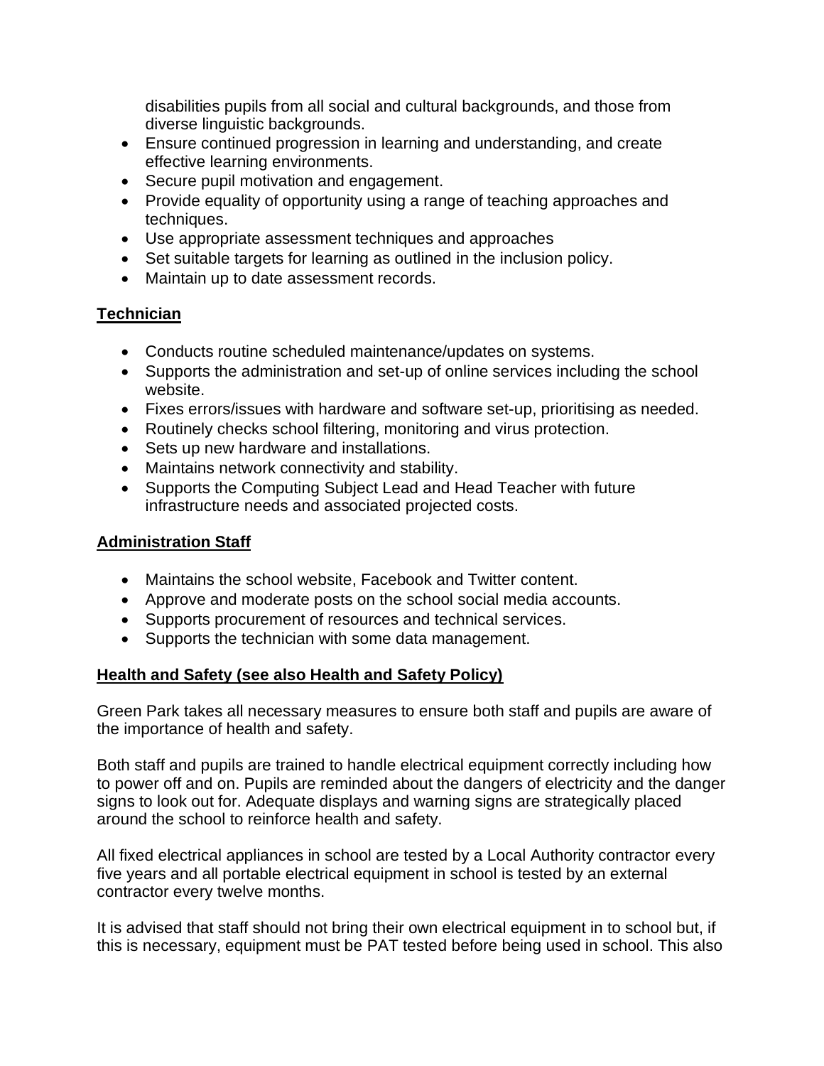disabilities pupils from all social and cultural backgrounds, and those from diverse linguistic backgrounds.

- Ensure continued progression in learning and understanding, and create effective learning environments.
- Secure pupil motivation and engagement.
- Provide equality of opportunity using a range of teaching approaches and techniques.
- Use appropriate assessment techniques and approaches
- Set suitable targets for learning as outlined in the inclusion policy.
- Maintain up to date assessment records.

**Technician**

- Conducts routine scheduled maintenance/updates on systems.
- Supports the administration and set-up of online services including the school website.
- Fixes errors/issues with hardware and software set-up, prioritising as needed.
- Routinely checks school filtering, monitoring and virus protection.
- Sets up new hardware and installations.
- Maintains network connectivity and stability.
- Supports the Computing Subject Lead and Head Teacher with future infrastructure needs and associated projected costs.

**Administration Staff**

- Maintains the school website, Facebook and Twitter content.
- Approve and moderate posts on the school social media accounts.
- Supports procurement of resources and technical services.
- Supports the technician with some data management.

**Health and Safety (see also Health and Safety Policy)**

Green Park takes all necessary measures to ensure both staff and pupils are aware of the importance of health and safety.

Both staff and pupils are trained to handle electrical equipment correctly including how to power off and on. Pupils are reminded about the dangers of electricity and the danger signs to look out for. Adequate displays and warning signs are strategically placed around the school to reinforce health and safety.

All fixed electrical appliances in school are tested by a Local Authority contractor every five years and all portable electrical equipment in school is tested by an external contractor every twelve months.

It is advised that staff should not bring their own electrical equipment in to school but, if this is necessary, equipment must be PAT tested before being used in school. This also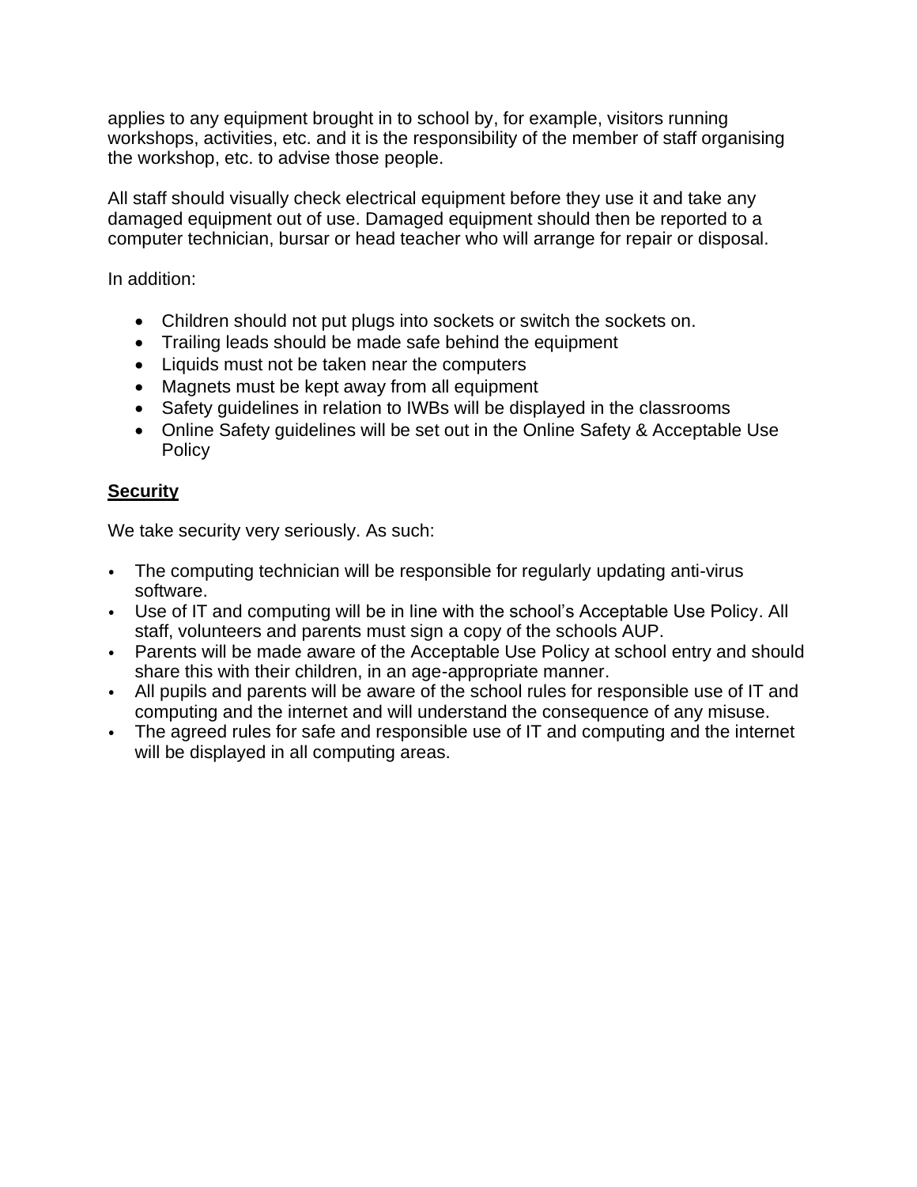applies to any equipment brought in to school by, for example, visitors running workshops, activities, etc. and it is the responsibility of the member of staff organising the workshop, etc. to advise those people.

All staff should visually check electrical equipment before they use it and take any damaged equipment out of use. Damaged equipment should then be reported to a computer technician, bursar or head teacher who will arrange for repair or disposal.

In addition:

- Children should not put plugs into sockets or switch the sockets on.
- Trailing leads should be made safe behind the equipment
- Liquids must not be taken near the computers
- Magnets must be kept away from all equipment
- Safety guidelines in relation to IWBs will be displayed in the classrooms
- Online Safety guidelines will be set out in the Online Safety & Acceptable Use Policy

## **Security**

We take security very seriously. As such:

- The computing technician will be responsible for regularly updating anti-virus software.
- Use of IT and computing will be in line with the school's Acceptable Use Policy. All staff, volunteers and parents must sign a copy of the schools AUP.
- Parents will be made aware of the Acceptable Use Policy at school entry and should share this with their children, in an age-appropriate manner.
- All pupils and parents will be aware of the school rules for responsible use of IT and computing and the internet and will understand the consequence of any misuse.
- The agreed rules for safe and responsible use of IT and computing and the internet will be displayed in all computing areas.